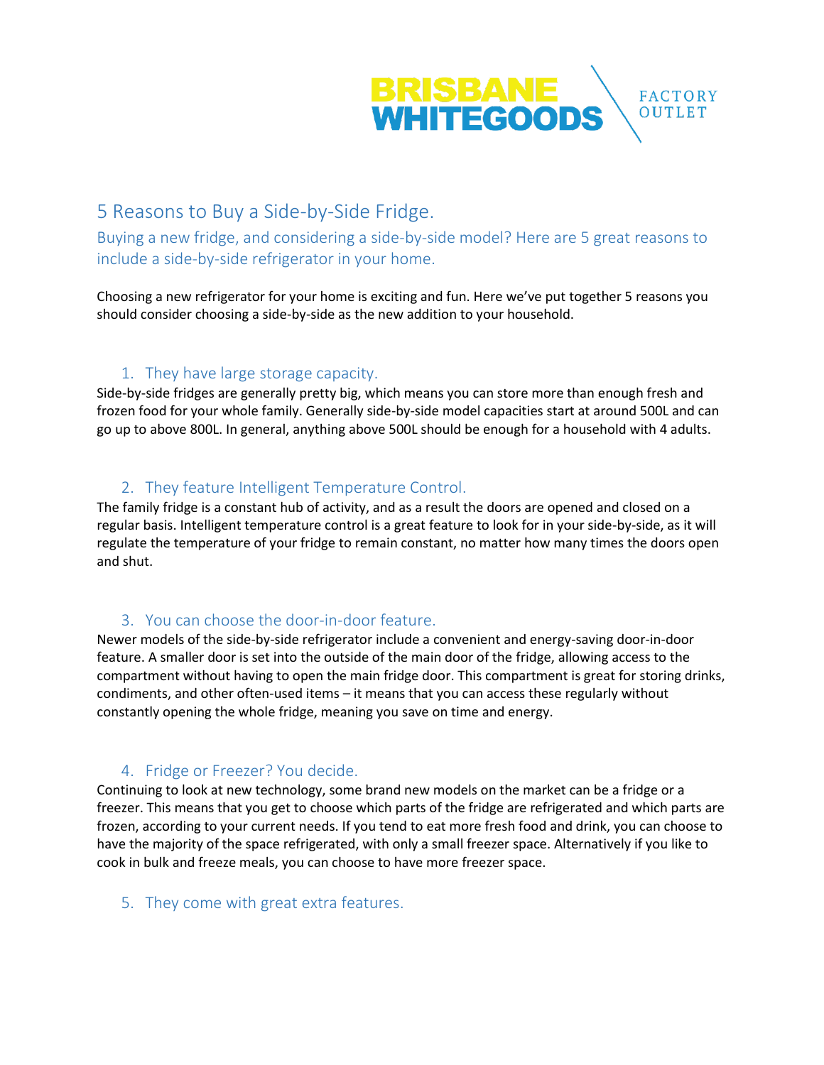BRISBANE WHITEGOODS FACTORY OUTLET

# 5 Reasons to Buy a Side-by-Side Fridge.

## Buying a new fridge, and considering a side-by-side model? Here are 5 great reasons to include a side-by-side refrigerator in your home.

Choosing a new refrigerator for your home is exciting and fun. Here we've put together 5 reasons you should consider choosing a side-by-side as the new addition to your household.

### 1. They have large storage capacity.

Side-by-side fridges are generally pretty big, which means you can store more than enough fresh and frozen food for your whole family. Generally side-by-side model capacities start at around 500L and can go up to above 800L. In general, anything above 500L should be enough for a household with 4 adults.

### 2. They feature Intelligent Temperature Control.

The family fridge is a constant hub of activity, and as a result the doors are opened and closed on a regular basis. Intelligent temperature control is a great feature to look for in your side-by-side, as it will regulate the temperature of your fridge to remain constant, no matter how many times the doors open and shut.

### 3. You can choose the door-in-door feature.

Newer models of the side-by-side refrigerator include a convenient and energy-saving door-in-door feature. A smaller door is set into the outside of the main door of the fridge, allowing access to the compartment without having to open the main fridge door. This compartment is great for storing drinks, condiments, and other often-used items – it means that you can access these regularly without constantly opening the whole fridge, meaning you save on time and energy.

### 4. Fridge or Freezer? You decide.

Continuing to look at new technology, some brand new models on the market can be a fridge or a freezer. This means that you get to choose which parts of the fridge are refrigerated and which parts are frozen, according to your current needs. If you tend to eat more fresh food and drink, you can choose to have the majority of the space refrigerated, with only a small freezer space. Alternatively if you like to cook in bulk and freeze meals, you can choose to have more freezer space.

### 5. They come with great extra features.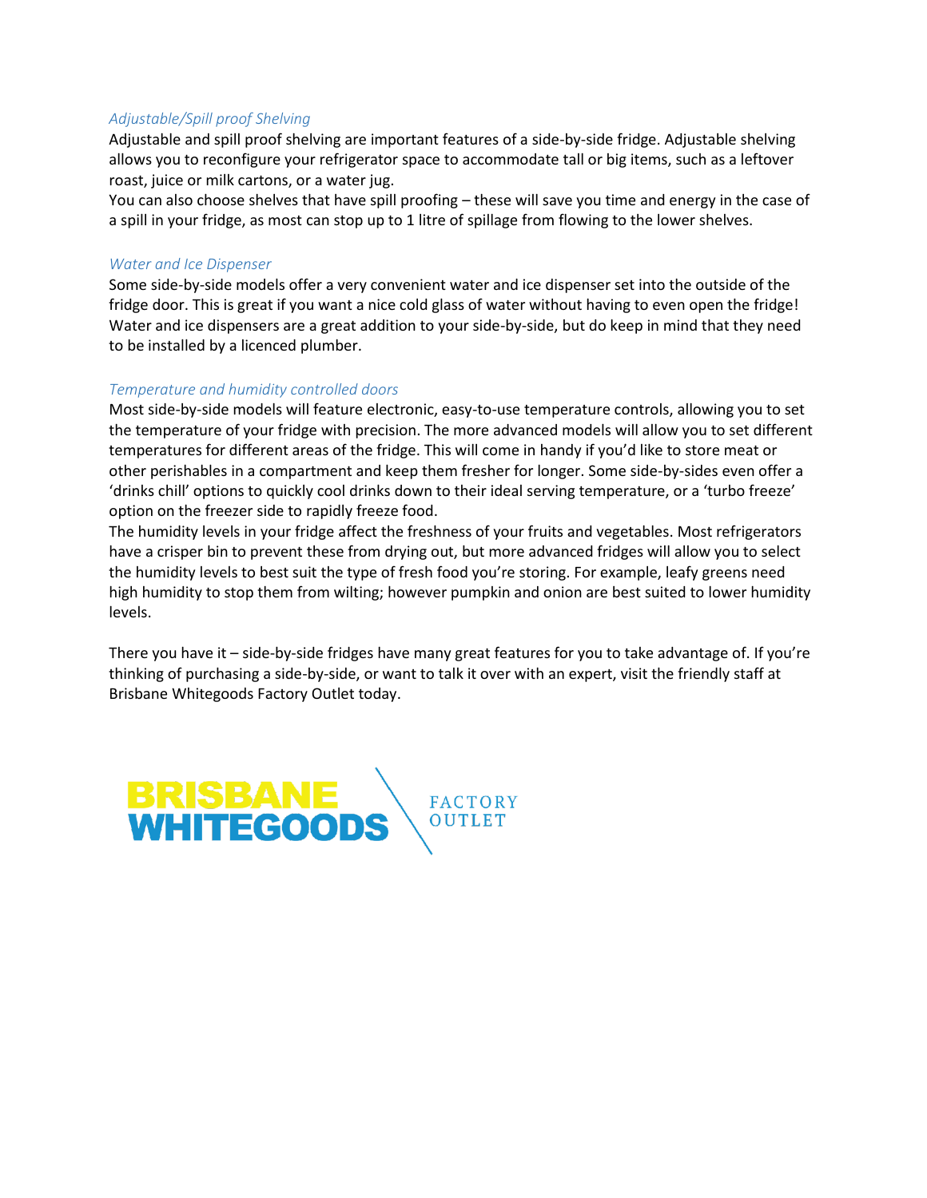### *Adjustable/Spill proof Shelving*

Adjustable and spill proof shelving are important features of a side-by-side fridge. Adjustable shelving allows you to reconfigure your refrigerator space to accommodate tall or big items, such as a leftover roast, juice or milk cartons, or a water jug.

You can also choose shelves that have spill proofing – these will save you time and energy in the case of a spill in your fridge, as most can stop up to 1 litre of spillage from flowing to the lower shelves.

### *Water and Ice Dispenser*

Some side-by-side models offer a very convenient water and ice dispenser set into the outside of the fridge door. This is great if you want a nice cold glass of water without having to even open the fridge! Water and ice dispensers are a great addition to your side-by-side, but do keep in mind that they need to be installed by a licenced plumber.

### *Temperature and humidity controlled doors*

Most side-by-side models will feature electronic, easy-to-use temperature controls, allowing you to set the temperature of your fridge with precision. The more advanced models will allow you to set different temperatures for different areas of the fridge. This will come in handy if you'd like to store meat or other perishables in a compartment and keep them fresher for longer. Some side-by-sides even offer a 'drinks chill' options to quickly cool drinks down to their ideal serving temperature, or a 'turbo freeze' option on the freezer side to rapidly freeze food.

The humidity levels in your fridge affect the freshness of your fruits and vegetables. Most refrigerators have a crisper bin to prevent these from drying out, but more advanced fridges will allow you to select the humidity levels to best suit the type of fresh food you're storing. For example, leafy greens need high humidity to stop them from wilting; however pumpkin and onion are best suited to lower humidity levels.

There you have it – side-by-side fridges have many great features for you to take advantage of. If you're thinking of purchasing a side-by-side, or want to talk it over with an expert, visit the friendly staff at Brisbane Whitegoods Factory Outlet today.

BRISBANE WHITEGOODS FACTORY OUTLET